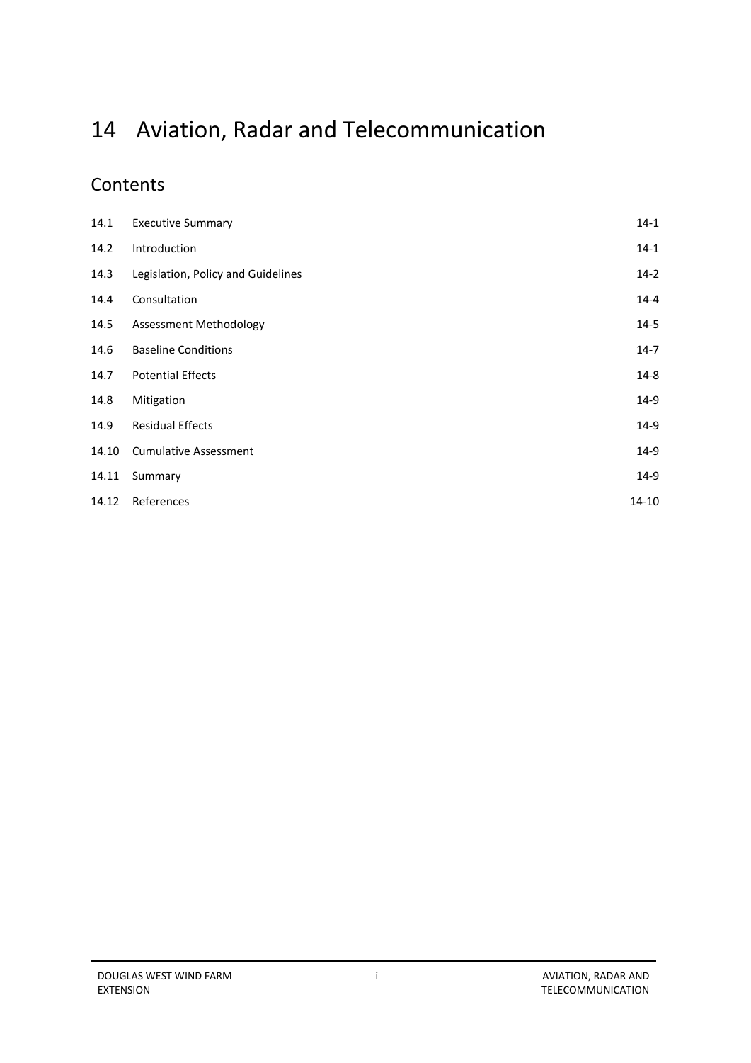# 14 Aviation, Radar and Telecommunication

## Contents

| | | |
|---|---|---|
| 14.1 | Executive Summary | 14-1 |
| 14.2 | Introduction | 14-1 |
| 14.3 | Legislation, Policy and Guidelines | 14-2 |
| 14.4 | Consultation | 14-4 |
| 14.5 | Assessment Methodology | 14-5 |
| 14.6 | Baseline Conditions | 14-7 |
| 14.7 | Potential Effects | 14-8 |
| 14.8 | Mitigation | 14-9 |
| 14.9 | Residual Effects | 14-9 |
| 14.10 | Cumulative Assessment | 14-9 |
| 14.11 | Summary | 14-9 |
| 14.12 | References | 14-10 |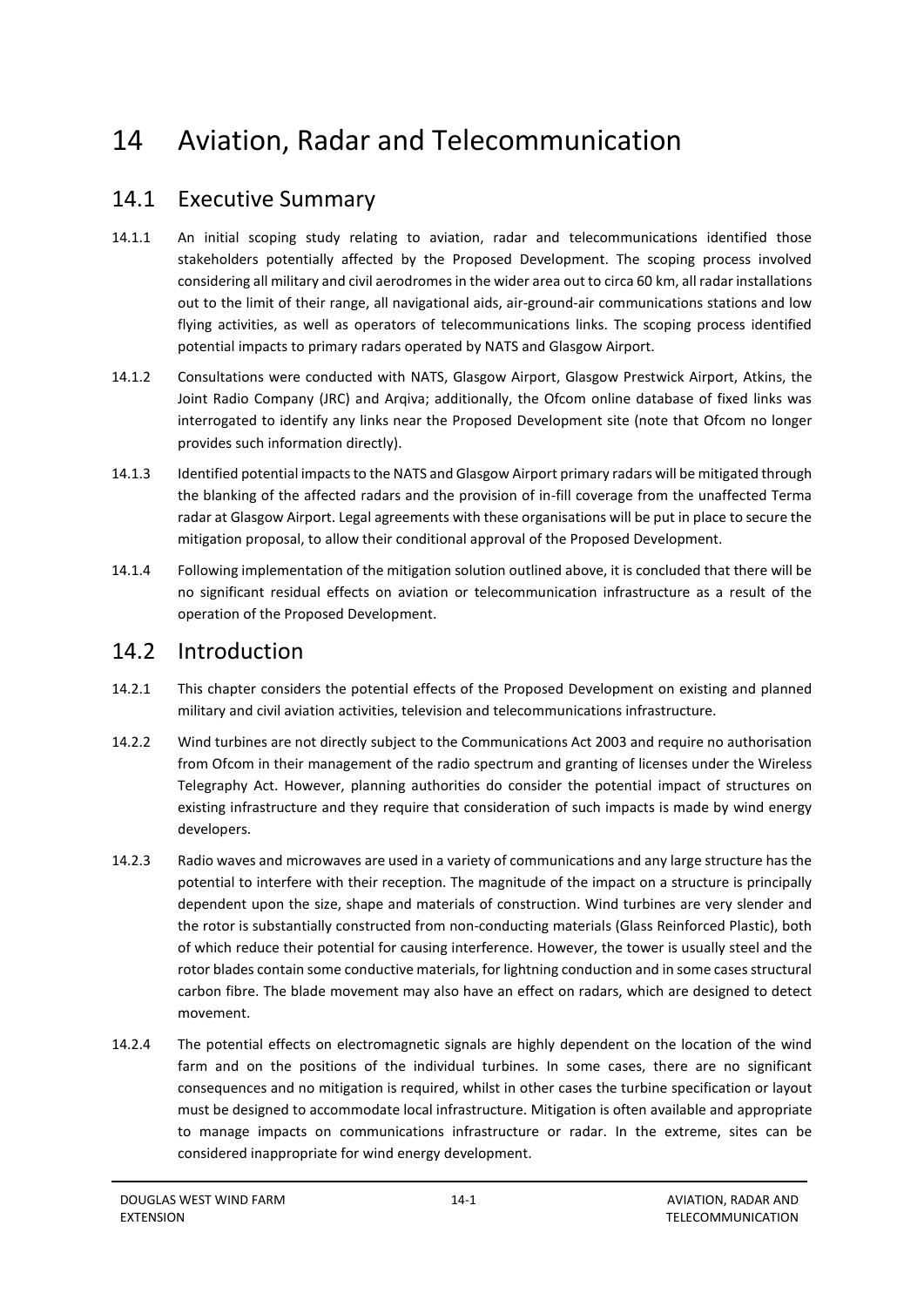# 14 Aviation, Radar and Telecommunication

## 14.1 Executive Summary

14.1.1 An initial scoping study relating to aviation, radar and telecommunications identified those stakeholders potentially affected by the Proposed Development. The scoping process involved considering all military and civil aerodromes in the wider area out to circa 60 km, all radar installations out to the limit of their range, all navigational aids, air-ground-air communications stations and low flying activities, as well as operators of telecommunications links. The scoping process identified potential impacts to primary radars operated by NATS and Glasgow Airport.

14.1.2 Consultations were conducted with NATS, Glasgow Airport, Glasgow Prestwick Airport, Atkins, the Joint Radio Company (JRC) and Arqiva; additionally, the Ofcom online database of fixed links was interrogated to identify any links near the Proposed Development site (note that Ofcom no longer provides such information directly).

14.1.3 Identified potential impacts to the NATS and Glasgow Airport primary radars will be mitigated through the blanking of the affected radars and the provision of in-fill coverage from the unaffected Terma radar at Glasgow Airport. Legal agreements with these organisations will be put in place to secure the mitigation proposal, to allow their conditional approval of the Proposed Development.

14.1.4 Following implementation of the mitigation solution outlined above, it is concluded that there will be no significant residual effects on aviation or telecommunication infrastructure as a result of the operation of the Proposed Development.

## 14.2 Introduction

14.2.1 This chapter considers the potential effects of the Proposed Development on existing and planned military and civil aviation activities, television and telecommunications infrastructure.

14.2.2 Wind turbines are not directly subject to the Communications Act 2003 and require no authorisation from Ofcom in their management of the radio spectrum and granting of licenses under the Wireless Telegraphy Act. However, planning authorities do consider the potential impact of structures on existing infrastructure and they require that consideration of such impacts is made by wind energy developers.

14.2.3 Radio waves and microwaves are used in a variety of communications and any large structure has the potential to interfere with their reception. The magnitude of the impact on a structure is principally dependent upon the size, shape and materials of construction. Wind turbines are very slender and the rotor is substantially constructed from non-conducting materials (Glass Reinforced Plastic), both of which reduce their potential for causing interference. However, the tower is usually steel and the rotor blades contain some conductive materials, for lightning conduction and in some cases structural carbon fibre. The blade movement may also have an effect on radars, which are designed to detect movement.

14.2.4 The potential effects on electromagnetic signals are highly dependent on the location of the wind farm and on the positions of the individual turbines. In some cases, there are no significant consequences and no mitigation is required, whilst in other cases the turbine specification or layout must be designed to accommodate local infrastructure. Mitigation is often available and appropriate to manage impacts on communications infrastructure or radar. In the extreme, sites can be considered inappropriate for wind energy development.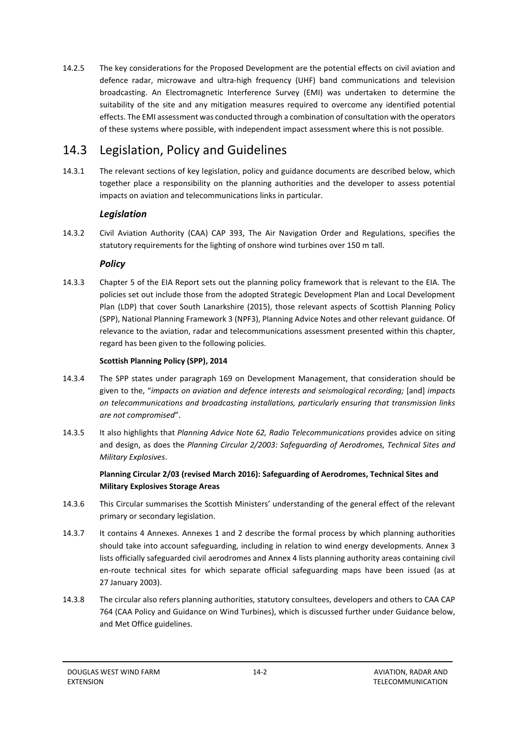14.2.5 The key considerations for the Proposed Development are the potential effects on civil aviation and defence radar, microwave and ultra-high frequency (UHF) band communications and television broadcasting. An Electromagnetic Interference Survey (EMI) was undertaken to determine the suitability of the site and any mitigation measures required to overcome any identified potential effects. The EMI assessment was conducted through a combination of consultation with the operators of these systems where possible, with independent impact assessment where this is not possible.

## 14.3 Legislation, Policy and Guidelines

14.3.1 The relevant sections of key legislation, policy and guidance documents are described below, which together place a responsibility on the planning authorities and the developer to assess potential impacts on aviation and telecommunications links in particular.

### *Legislation*

14.3.2 Civil Aviation Authority (CAA) CAP 393, The Air Navigation Order and Regulations, specifies the statutory requirements for the lighting of onshore wind turbines over 150 m tall.

### *Policy*

14.3.3 Chapter 5 of the EIA Report sets out the planning policy framework that is relevant to the EIA. The policies set out include those from the adopted Strategic Development Plan and Local Development Plan (LDP) that cover South Lanarkshire (2015), those relevant aspects of Scottish Planning Policy (SPP), National Planning Framework 3 (NPF3), Planning Advice Notes and other relevant guidance. Of relevance to the aviation, radar and telecommunications assessment presented within this chapter, regard has been given to the following policies.

**Scottish Planning Policy (SPP), 2014**

14.3.4 The SPP states under paragraph 169 on Development Management, that consideration should be given to the, "*impacts on aviation and defence interests and seismological recording;* [and] *impacts on telecommunications and broadcasting installations, particularly ensuring that transmission links are not compromised*".

14.3.5 It also highlights that *Planning Advice Note 62, Radio Telecommunications* provides advice on siting and design, as does the *Planning Circular 2/2003: Safeguarding of Aerodromes, Technical Sites and Military Explosives*.

**Planning Circular 2/03 (revised March 2016): Safeguarding of Aerodromes, Technical Sites and Military Explosives Storage Areas**

14.3.6 This Circular summarises the Scottish Ministers' understanding of the general effect of the relevant primary or secondary legislation.

14.3.7 It contains 4 Annexes. Annexes 1 and 2 describe the formal process by which planning authorities should take into account safeguarding, including in relation to wind energy developments. Annex 3 lists officially safeguarded civil aerodromes and Annex 4 lists planning authority areas containing civil en-route technical sites for which separate official safeguarding maps have been issued (as at 27 January 2003).

14.3.8 The circular also refers planning authorities, statutory consultees, developers and others to CAA CAP 764 (CAA Policy and Guidance on Wind Turbines), which is discussed further under Guidance below, and Met Office guidelines.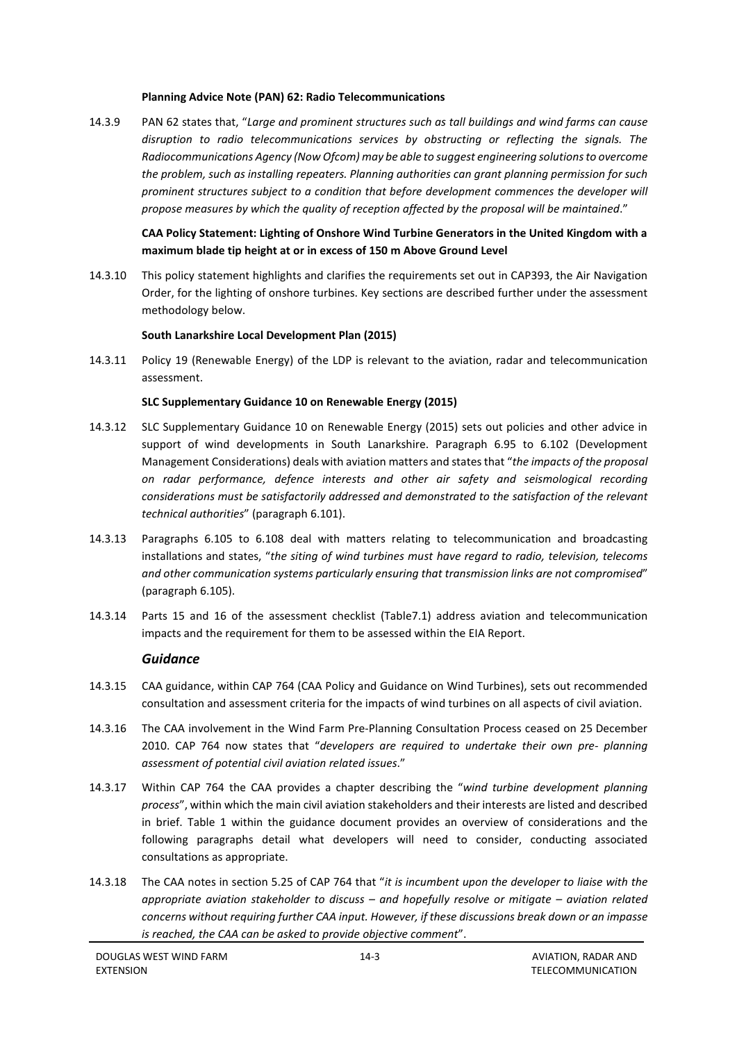**Planning Advice Note (PAN) 62: Radio Telecommunications**

14.3.9 PAN 62 states that, "*Large and prominent structures such as tall buildings and wind farms can cause disruption to radio telecommunications services by obstructing or reflecting the signals. The Radiocommunications Agency (Now Ofcom) may be able to suggest engineering solutions to overcome the problem, such as installing repeaters. Planning authorities can grant planning permission for such prominent structures subject to a condition that before development commences the developer will propose measures by which the quality of reception affected by the proposal will be maintained*."

**CAA Policy Statement: Lighting of Onshore Wind Turbine Generators in the United Kingdom with a maximum blade tip height at or in excess of 150 m Above Ground Level**

14.3.10 This policy statement highlights and clarifies the requirements set out in CAP393, the Air Navigation Order, for the lighting of onshore turbines. Key sections are described further under the assessment methodology below.

**South Lanarkshire Local Development Plan (2015)**

14.3.11 Policy 19 (Renewable Energy) of the LDP is relevant to the aviation, radar and telecommunication assessment.

**SLC Supplementary Guidance 10 on Renewable Energy (2015)**

14.3.12 SLC Supplementary Guidance 10 on Renewable Energy (2015) sets out policies and other advice in support of wind developments in South Lanarkshire. Paragraph 6.95 to 6.102 (Development Management Considerations) deals with aviation matters and states that "*the impacts of the proposal on radar performance, defence interests and other air safety and seismological recording considerations must be satisfactorily addressed and demonstrated to the satisfaction of the relevant technical authorities*" (paragraph 6.101).

14.3.13 Paragraphs 6.105 to 6.108 deal with matters relating to telecommunication and broadcasting installations and states, "*the siting of wind turbines must have regard to radio, television, telecoms and other communication systems particularly ensuring that transmission links are not compromised*" (paragraph 6.105).

14.3.14 Parts 15 and 16 of the assessment checklist (Table7.1) address aviation and telecommunication impacts and the requirement for them to be assessed within the EIA Report.

### *Guidance*

14.3.15 CAA guidance, within CAP 764 (CAA Policy and Guidance on Wind Turbines), sets out recommended consultation and assessment criteria for the impacts of wind turbines on all aspects of civil aviation.

14.3.16 The CAA involvement in the Wind Farm Pre-Planning Consultation Process ceased on 25 December 2010. CAP 764 now states that "*developers are required to undertake their own pre- planning assessment of potential civil aviation related issues*."

14.3.17 Within CAP 764 the CAA provides a chapter describing the "*wind turbine development planning process*", within which the main civil aviation stakeholders and their interests are listed and described in brief. Table 1 within the guidance document provides an overview of considerations and the following paragraphs detail what developers will need to consider, conducting associated consultations as appropriate.

14.3.18 The CAA notes in section 5.25 of CAP 764 that "*it is incumbent upon the developer to liaise with the appropriate aviation stakeholder to discuss – and hopefully resolve or mitigate – aviation related concerns without requiring further CAA input. However, if these discussions break down or an impasse is reached, the CAA can be asked to provide objective comment*".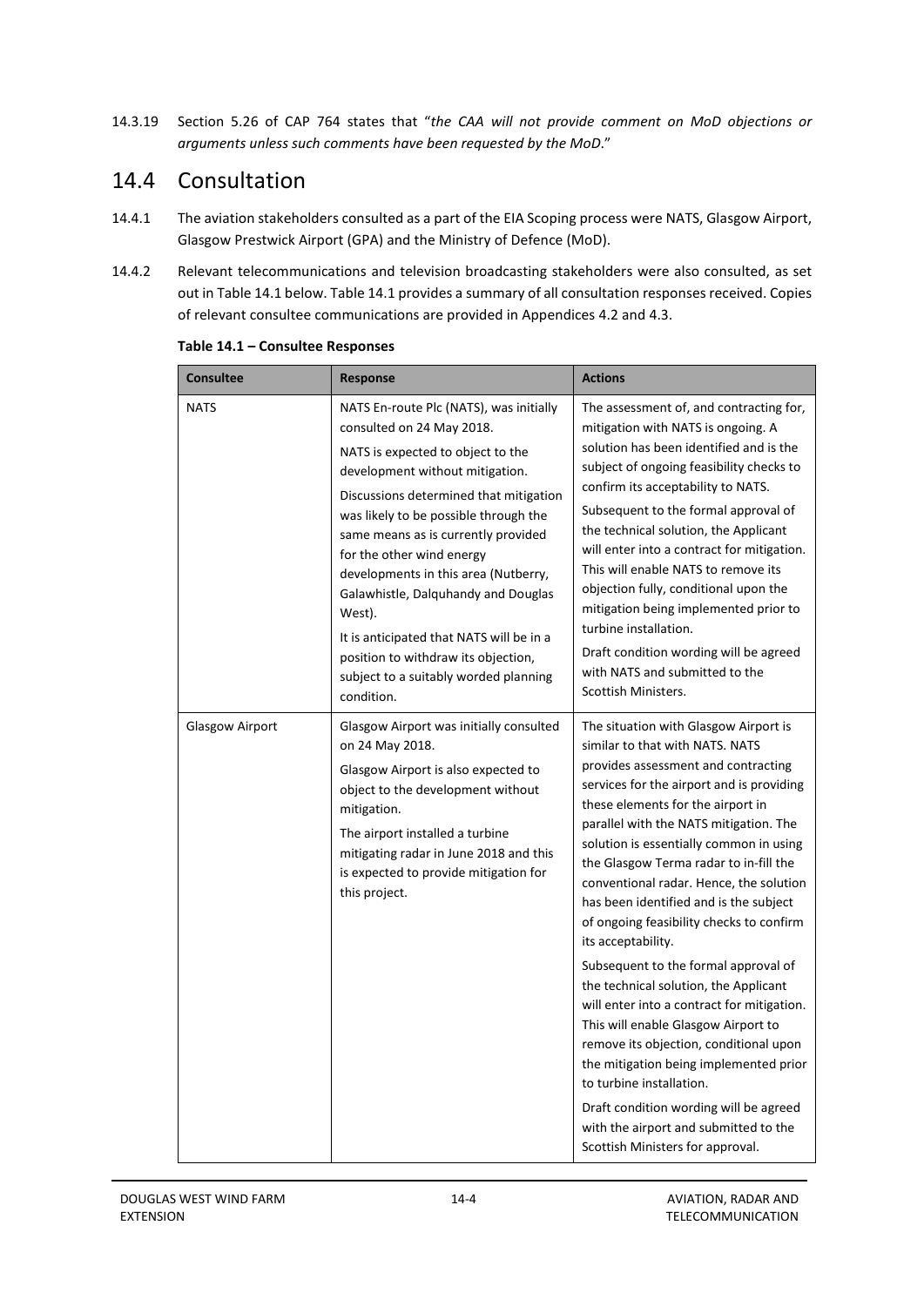14.3.19 Section 5.26 of CAP 764 states that "*the CAA will not provide comment on MoD objections or arguments unless such comments have been requested by the MoD*."

## 14.4 Consultation

14.4.1 The aviation stakeholders consulted as a part of the EIA Scoping process were NATS, Glasgow Airport, Glasgow Prestwick Airport (GPA) and the Ministry of Defence (MoD).

14.4.2 Relevant telecommunications and television broadcasting stakeholders were also consulted, as set out in Table 14.1 below. Table 14.1 provides a summary of all consultation responses received. Copies of relevant consultee communications are provided in Appendices 4.2 and 4.3.

**Table 14.1 – Consultee Responses**

| Consultee | Response | Actions |
|---|---|---|
| NATS | NATS En-route Plc (NATS), was initially consulted on 24 May 2018.<br><br>NATS is expected to object to the development without mitigation.<br><br>Discussions determined that mitigation was likely to be possible through the same means as is currently provided for the other wind energy developments in this area (Nutberry, Galawhistle, Dalquhandy and Douglas West).<br><br>It is anticipated that NATS will be in a position to withdraw its objection, subject to a suitably worded planning condition. | The assessment of, and contracting for, mitigation with NATS is ongoing. A solution has been identified and is the subject of ongoing feasibility checks to confirm its acceptability to NATS.<br><br>Subsequent to the formal approval of the technical solution, the Applicant will enter into a contract for mitigation. This will enable NATS to remove its objection fully, conditional upon the mitigation being implemented prior to turbine installation.<br><br>Draft condition wording will be agreed with NATS and submitted to the Scottish Ministers. |
| Glasgow Airport | Glasgow Airport was initially consulted on 24 May 2018.<br><br>Glasgow Airport is also expected to object to the development without mitigation.<br><br>The airport installed a turbine mitigating radar in June 2018 and this is expected to provide mitigation for this project. | The situation with Glasgow Airport is similar to that with NATS. NATS provides assessment and contracting services for the airport and is providing these elements for the airport in parallel with the NATS mitigation. The solution is essentially common in using the Glasgow Terma radar to in-fill the conventional radar. Hence, the solution has been identified and is the subject of ongoing feasibility checks to confirm its acceptability.<br><br>Subsequent to the formal approval of the technical solution, the Applicant will enter into a contract for mitigation. This will enable Glasgow Airport to remove its objection, conditional upon the mitigation being implemented prior to turbine installation.<br><br>Draft condition wording will be agreed with the airport and submitted to the Scottish Ministers for approval. |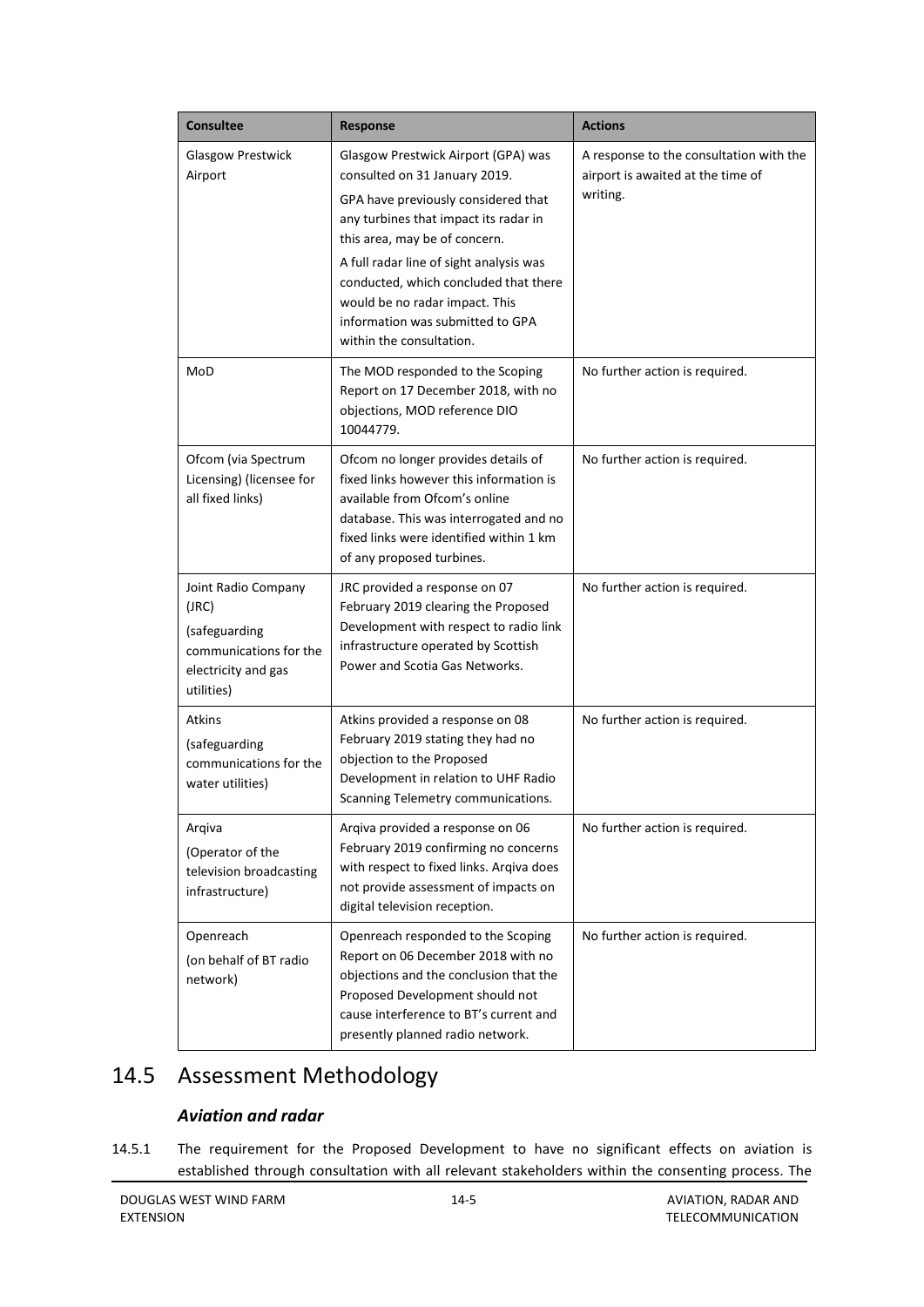| Consultee | Response | Actions |
| --- | --- | --- |
| Glasgow Prestwick Airport | Glasgow Prestwick Airport (GPA) was consulted on 31 January 2019. GPA have previously considered that any turbines that impact its radar in this area, may be of concern. A full radar line of sight analysis was conducted, which concluded that there would be no radar impact. This information was submitted to GPA within the consultation. | A response to the consultation with the airport is awaited at the time of writing. |
| MoD | The MOD responded to the Scoping Report on 17 December 2018, with no objections, MOD reference DIO 10044779. | No further action is required. |
| Ofcom (via Spectrum Licensing) (licensee for all fixed links) | Ofcom no longer provides details of fixed links however this information is available from Ofcom's online database. This was interrogated and no fixed links were identified within 1 km of any proposed turbines. | No further action is required. |
| Joint Radio Company (JRC) (safeguarding communications for the electricity and gas utilities) | JRC provided a response on 07 February 2019 clearing the Proposed Development with respect to radio link infrastructure operated by Scottish Power and Scotia Gas Networks. | No further action is required. |
| Atkins (safeguarding communications for the water utilities) | Atkins provided a response on 08 February 2019 stating they had no objection to the Proposed Development in relation to UHF Radio Scanning Telemetry communications. | No further action is required. |
| Arqiva (Operator of the television broadcasting infrastructure) | Arqiva provided a response on 06 February 2019 confirming no concerns with respect to fixed links. Arqiva does not provide assessment of impacts on digital television reception. | No further action is required. |
| Openreach (on behalf of BT radio network) | Openreach responded to the Scoping Report on 06 December 2018 with no objections and the conclusion that the Proposed Development should not cause interference to BT's current and presently planned radio network. | No further action is required. |

## 14.5 Assessment Methodology

### *Aviation and radar*

14.5.1 The requirement for the Proposed Development to have no significant effects on aviation is established through consultation with all relevant stakeholders within the consenting process. The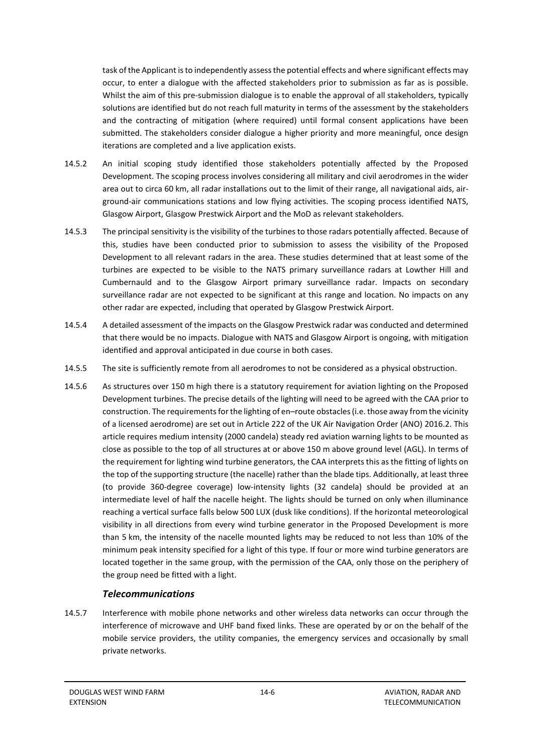task of the Applicant is to independently assess the potential effects and where significant effects may occur, to enter a dialogue with the affected stakeholders prior to submission as far as is possible. Whilst the aim of this pre-submission dialogue is to enable the approval of all stakeholders, typically solutions are identified but do not reach full maturity in terms of the assessment by the stakeholders and the contracting of mitigation (where required) until formal consent applications have been submitted. The stakeholders consider dialogue a higher priority and more meaningful, once design iterations are completed and a live application exists.

14.5.2 An initial scoping study identified those stakeholders potentially affected by the Proposed Development. The scoping process involves considering all military and civil aerodromes in the wider area out to circa 60 km, all radar installations out to the limit of their range, all navigational aids, air-ground-air communications stations and low flying activities. The scoping process identified NATS, Glasgow Airport, Glasgow Prestwick Airport and the MoD as relevant stakeholders.

14.5.3 The principal sensitivity is the visibility of the turbines to those radars potentially affected. Because of this, studies have been conducted prior to submission to assess the visibility of the Proposed Development to all relevant radars in the area. These studies determined that at least some of the turbines are expected to be visible to the NATS primary surveillance radars at Lowther Hill and Cumbernauld and to the Glasgow Airport primary surveillance radar. Impacts on secondary surveillance radar are not expected to be significant at this range and location. No impacts on any other radar are expected, including that operated by Glasgow Prestwick Airport.

14.5.4 A detailed assessment of the impacts on the Glasgow Prestwick radar was conducted and determined that there would be no impacts. Dialogue with NATS and Glasgow Airport is ongoing, with mitigation identified and approval anticipated in due course in both cases.

14.5.5 The site is sufficiently remote from all aerodromes to not be considered as a physical obstruction.

14.5.6 As structures over 150 m high there is a statutory requirement for aviation lighting on the Proposed Development turbines. The precise details of the lighting will need to be agreed with the CAA prior to construction. The requirements for the lighting of en–route obstacles (i.e. those away from the vicinity of a licensed aerodrome) are set out in Article 222 of the UK Air Navigation Order (ANO) 2016.2. This article requires medium intensity (2000 candela) steady red aviation warning lights to be mounted as close as possible to the top of all structures at or above 150 m above ground level (AGL). In terms of the requirement for lighting wind turbine generators, the CAA interprets this as the fitting of lights on the top of the supporting structure (the nacelle) rather than the blade tips. Additionally, at least three (to provide 360-degree coverage) low-intensity lights (32 candela) should be provided at an intermediate level of half the nacelle height. The lights should be turned on only when illuminance reaching a vertical surface falls below 500 LUX (dusk like conditions). If the horizontal meteorological visibility in all directions from every wind turbine generator in the Proposed Development is more than 5 km, the intensity of the nacelle mounted lights may be reduced to not less than 10% of the minimum peak intensity specified for a light of this type. If four or more wind turbine generators are located together in the same group, with the permission of the CAA, only those on the periphery of the group need be fitted with a light.

### *Telecommunications*

14.5.7 Interference with mobile phone networks and other wireless data networks can occur through the interference of microwave and UHF band fixed links. These are operated by or on the behalf of the mobile service providers, the utility companies, the emergency services and occasionally by small private networks.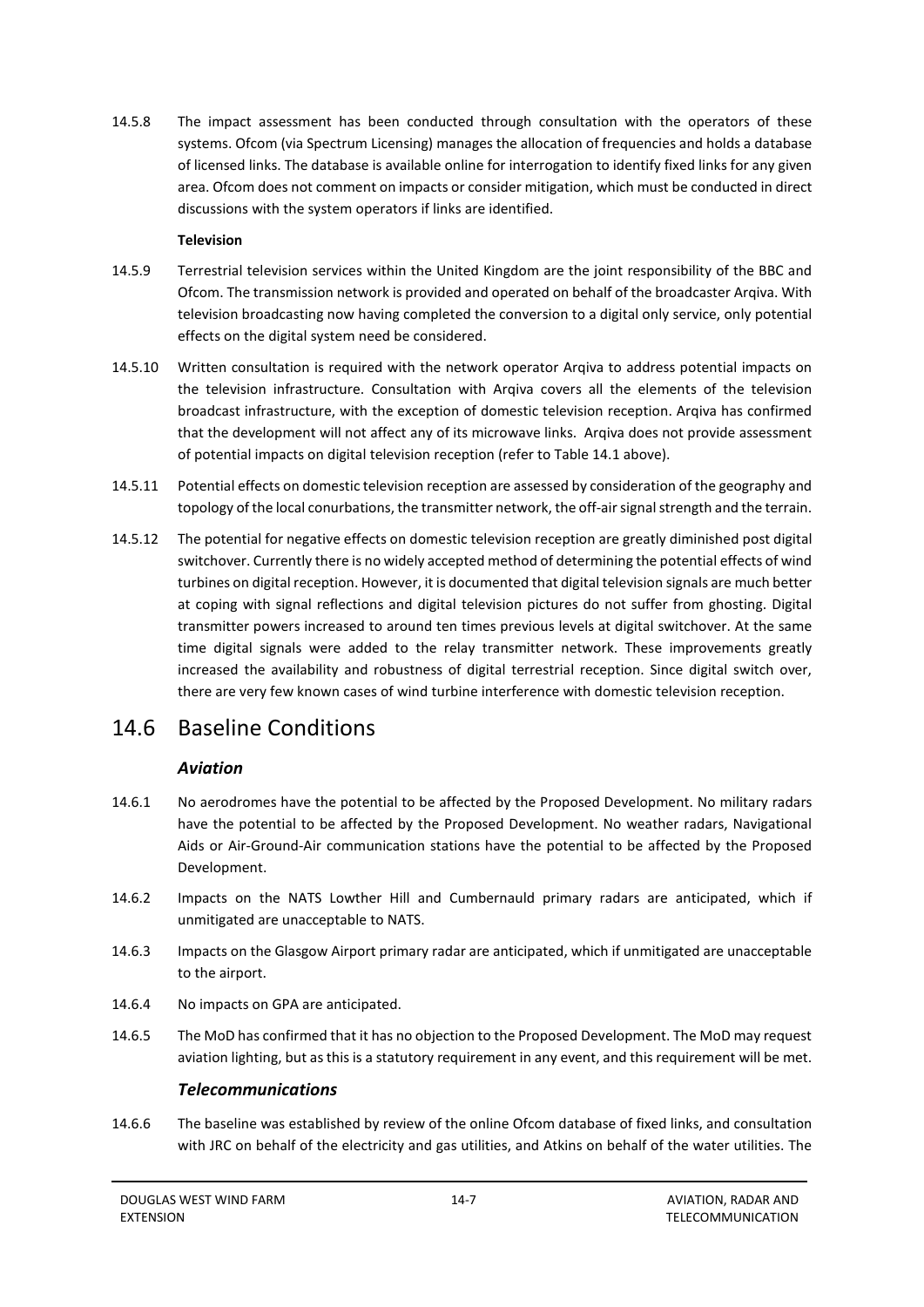14.5.8 The impact assessment has been conducted through consultation with the operators of these systems. Ofcom (via Spectrum Licensing) manages the allocation of frequencies and holds a database of licensed links. The database is available online for interrogation to identify fixed links for any given area. Ofcom does not comment on impacts or consider mitigation, which must be conducted in direct discussions with the system operators if links are identified.

**Television**

14.5.9 Terrestrial television services within the United Kingdom are the joint responsibility of the BBC and Ofcom. The transmission network is provided and operated on behalf of the broadcaster Arqiva. With television broadcasting now having completed the conversion to a digital only service, only potential effects on the digital system need be considered.

14.5.10 Written consultation is required with the network operator Arqiva to address potential impacts on the television infrastructure. Consultation with Arqiva covers all the elements of the television broadcast infrastructure, with the exception of domestic television reception. Arqiva has confirmed that the development will not affect any of its microwave links. Arqiva does not provide assessment of potential impacts on digital television reception (refer to Table 14.1 above).

14.5.11 Potential effects on domestic television reception are assessed by consideration of the geography and topology of the local conurbations, the transmitter network, the off-air signal strength and the terrain.

14.5.12 The potential for negative effects on domestic television reception are greatly diminished post digital switchover. Currently there is no widely accepted method of determining the potential effects of wind turbines on digital reception. However, it is documented that digital television signals are much better at coping with signal reflections and digital television pictures do not suffer from ghosting. Digital transmitter powers increased to around ten times previous levels at digital switchover. At the same time digital signals were added to the relay transmitter network. These improvements greatly increased the availability and robustness of digital terrestrial reception. Since digital switch over, there are very few known cases of wind turbine interference with domestic television reception.

## 14.6 Baseline Conditions

### *Aviation*

14.6.1 No aerodromes have the potential to be affected by the Proposed Development. No military radars have the potential to be affected by the Proposed Development. No weather radars, Navigational Aids or Air-Ground-Air communication stations have the potential to be affected by the Proposed Development.

14.6.2 Impacts on the NATS Lowther Hill and Cumbernauld primary radars are anticipated, which if unmitigated are unacceptable to NATS.

14.6.3 Impacts on the Glasgow Airport primary radar are anticipated, which if unmitigated are unacceptable to the airport.

14.6.4 No impacts on GPA are anticipated.

14.6.5 The MoD has confirmed that it has no objection to the Proposed Development. The MoD may request aviation lighting, but as this is a statutory requirement in any event, and this requirement will be met.

### *Telecommunications*

14.6.6 The baseline was established by review of the online Ofcom database of fixed links, and consultation with JRC on behalf of the electricity and gas utilities, and Atkins on behalf of the water utilities. The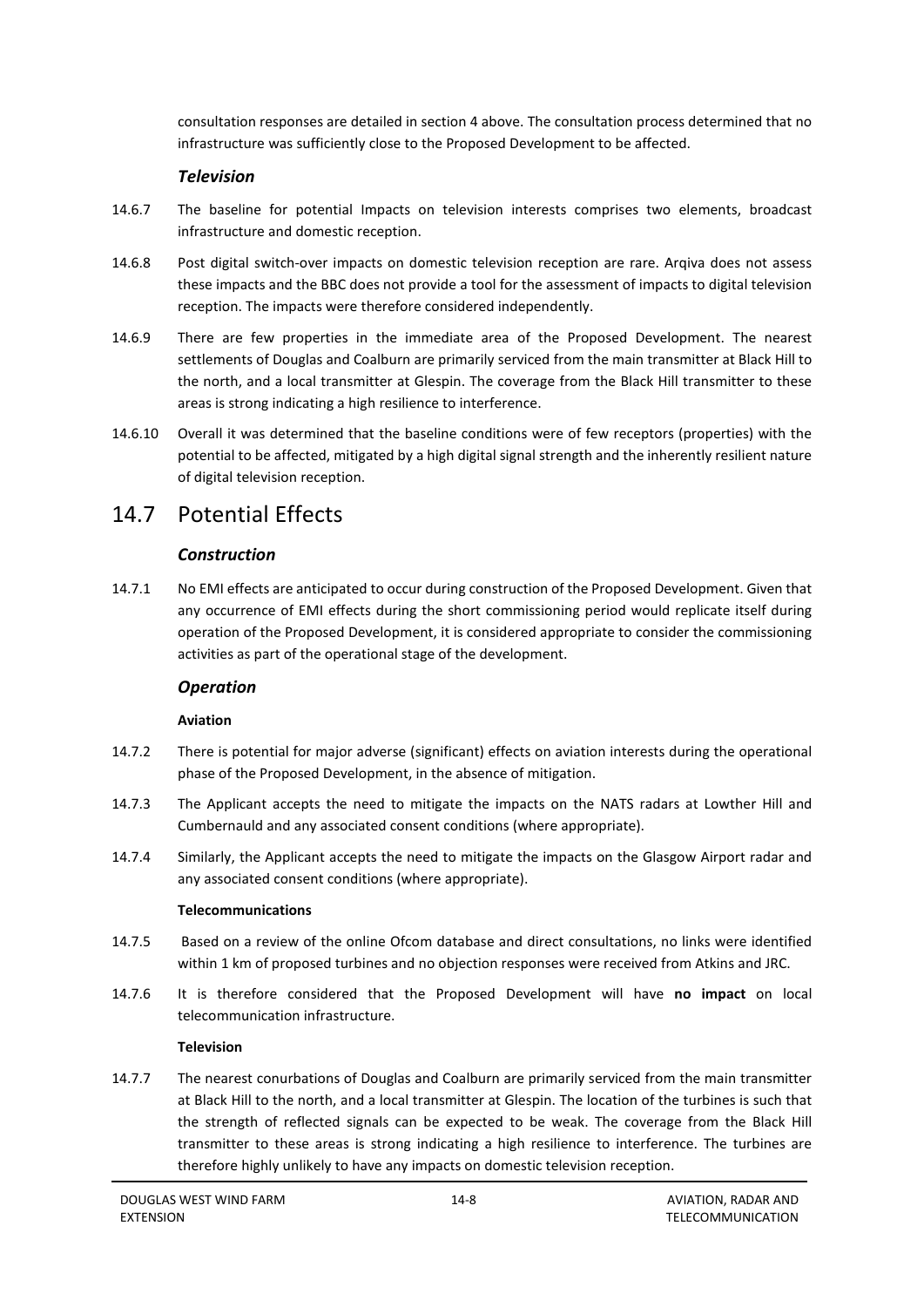consultation responses are detailed in section 4 above. The consultation process determined that no infrastructure was sufficiently close to the Proposed Development to be affected.

### *Television*

14.6.7 The baseline for potential Impacts on television interests comprises two elements, broadcast infrastructure and domestic reception.

14.6.8 Post digital switch-over impacts on domestic television reception are rare. Arqiva does not assess these impacts and the BBC does not provide a tool for the assessment of impacts to digital television reception. The impacts were therefore considered independently.

14.6.9 There are few properties in the immediate area of the Proposed Development. The nearest settlements of Douglas and Coalburn are primarily serviced from the main transmitter at Black Hill to the north, and a local transmitter at Glespin. The coverage from the Black Hill transmitter to these areas is strong indicating a high resilience to interference.

14.6.10 Overall it was determined that the baseline conditions were of few receptors (properties) with the potential to be affected, mitigated by a high digital signal strength and the inherently resilient nature of digital television reception.

## 14.7 Potential Effects

### *Construction*

14.7.1 No EMI effects are anticipated to occur during construction of the Proposed Development. Given that any occurrence of EMI effects during the short commissioning period would replicate itself during operation of the Proposed Development, it is considered appropriate to consider the commissioning activities as part of the operational stage of the development.

### *Operation*

**Aviation**

14.7.2 There is potential for major adverse (significant) effects on aviation interests during the operational phase of the Proposed Development, in the absence of mitigation.

14.7.3 The Applicant accepts the need to mitigate the impacts on the NATS radars at Lowther Hill and Cumbernauld and any associated consent conditions (where appropriate).

14.7.4 Similarly, the Applicant accepts the need to mitigate the impacts on the Glasgow Airport radar and any associated consent conditions (where appropriate).

**Telecommunications**

14.7.5 Based on a review of the online Ofcom database and direct consultations, no links were identified within 1 km of proposed turbines and no objection responses were received from Atkins and JRC.

14.7.6 It is therefore considered that the Proposed Development will have **no impact** on local telecommunication infrastructure.

**Television**

14.7.7 The nearest conurbations of Douglas and Coalburn are primarily serviced from the main transmitter at Black Hill to the north, and a local transmitter at Glespin. The location of the turbines is such that the strength of reflected signals can be expected to be weak. The coverage from the Black Hill transmitter to these areas is strong indicating a high resilience to interference. The turbines are therefore highly unlikely to have any impacts on domestic television reception.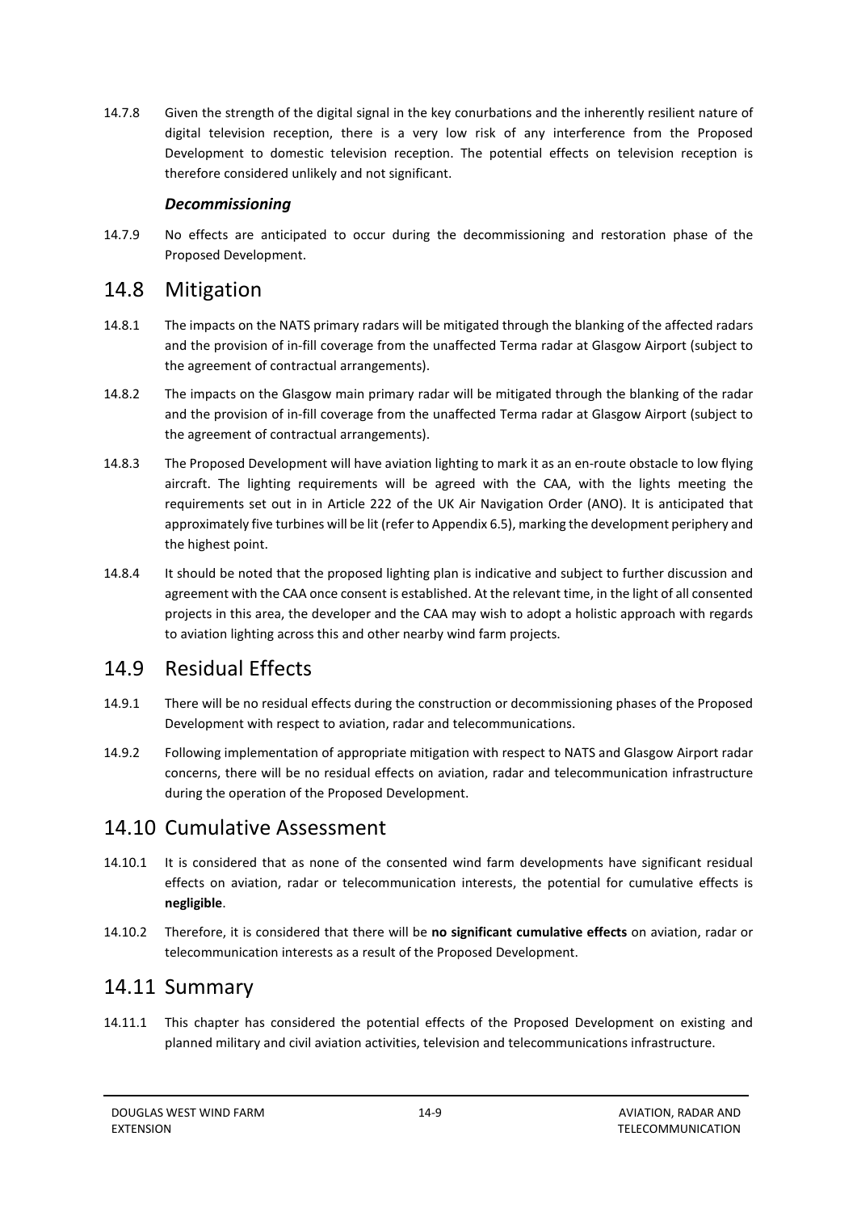14.7.8 Given the strength of the digital signal in the key conurbations and the inherently resilient nature of digital television reception, there is a very low risk of any interference from the Proposed Development to domestic television reception. The potential effects on television reception is therefore considered unlikely and not significant.

### *Decommissioning*

14.7.9 No effects are anticipated to occur during the decommissioning and restoration phase of the Proposed Development.

## 14.8 Mitigation

14.8.1 The impacts on the NATS primary radars will be mitigated through the blanking of the affected radars and the provision of in-fill coverage from the unaffected Terma radar at Glasgow Airport (subject to the agreement of contractual arrangements).

14.8.2 The impacts on the Glasgow main primary radar will be mitigated through the blanking of the radar and the provision of in-fill coverage from the unaffected Terma radar at Glasgow Airport (subject to the agreement of contractual arrangements).

14.8.3 The Proposed Development will have aviation lighting to mark it as an en-route obstacle to low flying aircraft. The lighting requirements will be agreed with the CAA, with the lights meeting the requirements set out in in Article 222 of the UK Air Navigation Order (ANO). It is anticipated that approximately five turbines will be lit (refer to Appendix 6.5), marking the development periphery and the highest point.

14.8.4 It should be noted that the proposed lighting plan is indicative and subject to further discussion and agreement with the CAA once consent is established. At the relevant time, in the light of all consented projects in this area, the developer and the CAA may wish to adopt a holistic approach with regards to aviation lighting across this and other nearby wind farm projects.

## 14.9 Residual Effects

14.9.1 There will be no residual effects during the construction or decommissioning phases of the Proposed Development with respect to aviation, radar and telecommunications.

14.9.2 Following implementation of appropriate mitigation with respect to NATS and Glasgow Airport radar concerns, there will be no residual effects on aviation, radar and telecommunication infrastructure during the operation of the Proposed Development.

## 14.10 Cumulative Assessment

14.10.1 It is considered that as none of the consented wind farm developments have significant residual effects on aviation, radar or telecommunication interests, the potential for cumulative effects is **negligible**.

14.10.2 Therefore, it is considered that there will be **no significant cumulative effects** on aviation, radar or telecommunication interests as a result of the Proposed Development.

## 14.11 Summary

14.11.1 This chapter has considered the potential effects of the Proposed Development on existing and planned military and civil aviation activities, television and telecommunications infrastructure.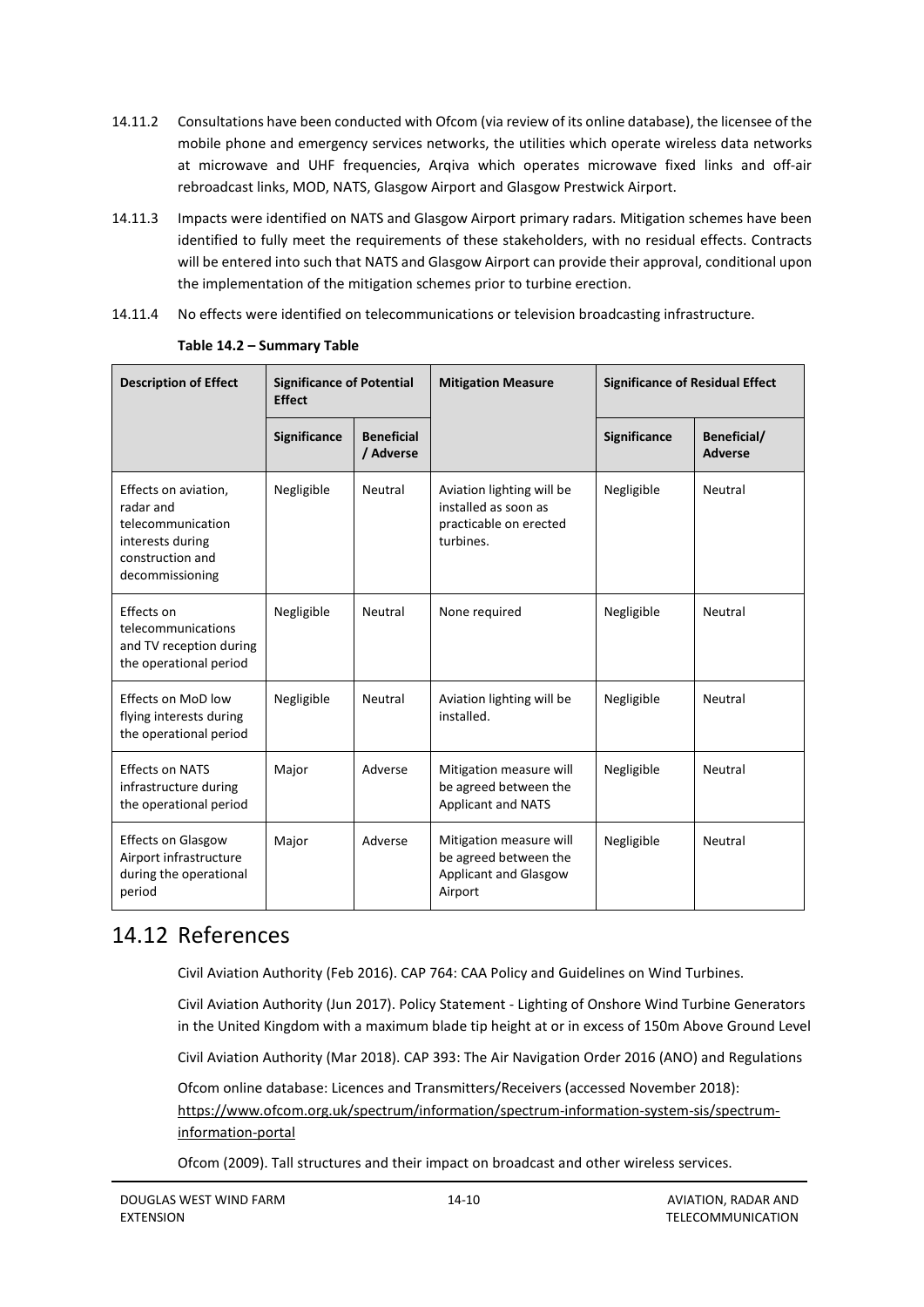14.11.2 Consultations have been conducted with Ofcom (via review of its online database), the licensee of the mobile phone and emergency services networks, the utilities which operate wireless data networks at microwave and UHF frequencies, Arqiva which operates microwave fixed links and off-air rebroadcast links, MOD, NATS, Glasgow Airport and Glasgow Prestwick Airport.

14.11.3 Impacts were identified on NATS and Glasgow Airport primary radars. Mitigation schemes have been identified to fully meet the requirements of these stakeholders, with no residual effects. Contracts will be entered into such that NATS and Glasgow Airport can provide their approval, conditional upon the implementation of the mitigation schemes prior to turbine erection.

14.11.4 No effects were identified on telecommunications or television broadcasting infrastructure.

**Table 14.2 – Summary Table**

| Description of Effect | Significance of Potential Effect | | Mitigation Measure | Significance of Residual Effect | |
|---|---|---|---|---|---|
| | **Significance** | **Beneficial / Adverse** | | **Significance** | **Beneficial/ Adverse** |
| Effects on aviation, radar and telecommunication interests during construction and decommissioning | Negligible | Neutral | Aviation lighting will be installed as soon as practicable on erected turbines. | Negligible | Neutral |
| Effects on telecommunications and TV reception during the operational period | Negligible | Neutral | None required | Negligible | Neutral |
| Effects on MoD low flying interests during the operational period | Negligible | Neutral | Aviation lighting will be installed. | Negligible | Neutral |
| Effects on NATS infrastructure during the operational period | Major | Adverse | Mitigation measure will be agreed between the Applicant and NATS | Negligible | Neutral |
| Effects on Glasgow Airport infrastructure during the operational period | Major | Adverse | Mitigation measure will be agreed between the Applicant and Glasgow Airport | Negligible | Neutral |

## 14.12 References

Civil Aviation Authority (Feb 2016). CAP 764: CAA Policy and Guidelines on Wind Turbines.

Civil Aviation Authority (Jun 2017). Policy Statement - Lighting of Onshore Wind Turbine Generators in the United Kingdom with a maximum blade tip height at or in excess of 150m Above Ground Level

Civil Aviation Authority (Mar 2018). CAP 393: The Air Navigation Order 2016 (ANO) and Regulations

Ofcom online database: Licences and Transmitters/Receivers (accessed November 2018): https://www.ofcom.org.uk/spectrum/information/spectrum-information-system-sis/spectrum-information-portal

Ofcom (2009). Tall structures and their impact on broadcast and other wireless services.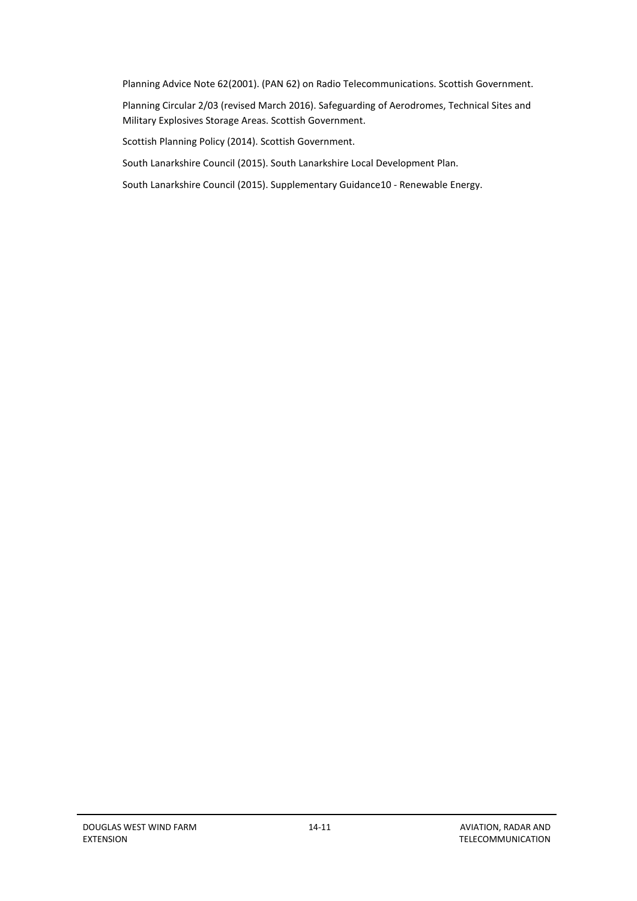Planning Advice Note 62(2001). (PAN 62) on Radio Telecommunications. Scottish Government.

Planning Circular 2/03 (revised March 2016). Safeguarding of Aerodromes, Technical Sites and Military Explosives Storage Areas. Scottish Government.

Scottish Planning Policy (2014). Scottish Government.

South Lanarkshire Council (2015). South Lanarkshire Local Development Plan.

South Lanarkshire Council (2015). Supplementary Guidance10 - Renewable Energy.